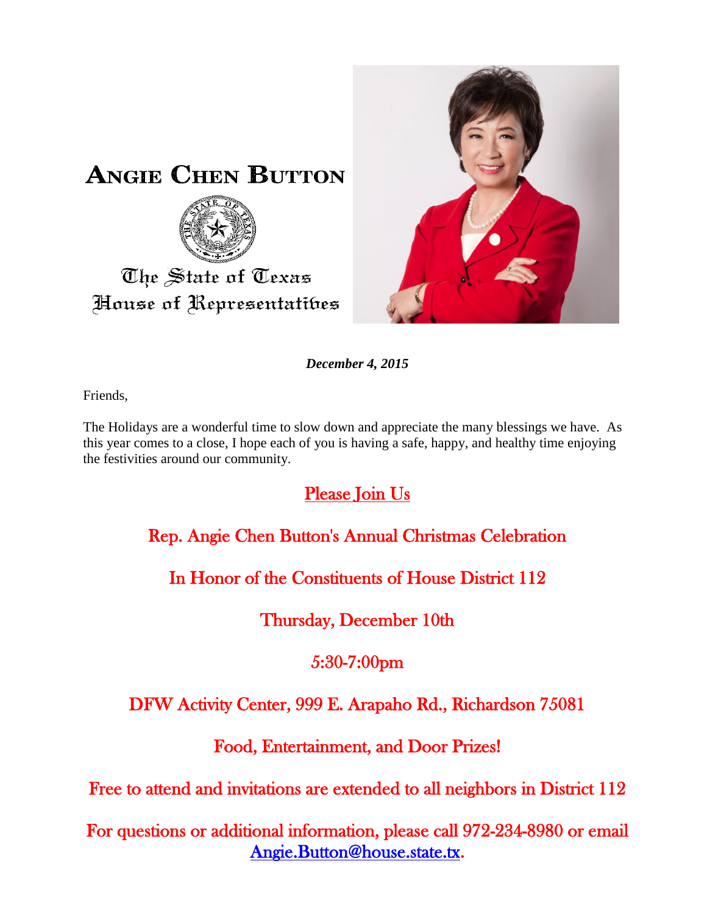# ANGIE CHEN BUTTON

The State of Texas
House of Representatives

***December 4, 2015***

Friends,

The Holidays are a wonderful time to slow down and appreciate the many blessings we have. As this year comes to a close, I hope each of you is having a safe, happy, and healthy time enjoying the festivities around our community.

## Please Join Us

Rep. Angie Chen Button's Annual Christmas Celebration

In Honor of the Constituents of House District 112

Thursday, December 10th

5:30-7:00pm

DFW Activity Center, 999 E. Arapaho Rd., Richardson 75081

Food, Entertainment, and Door Prizes!

Free to attend and invitations are extended to all neighbors in District 112

For questions or additional information, please call 972-234-8980 or email Angie.Button@house.state.tx.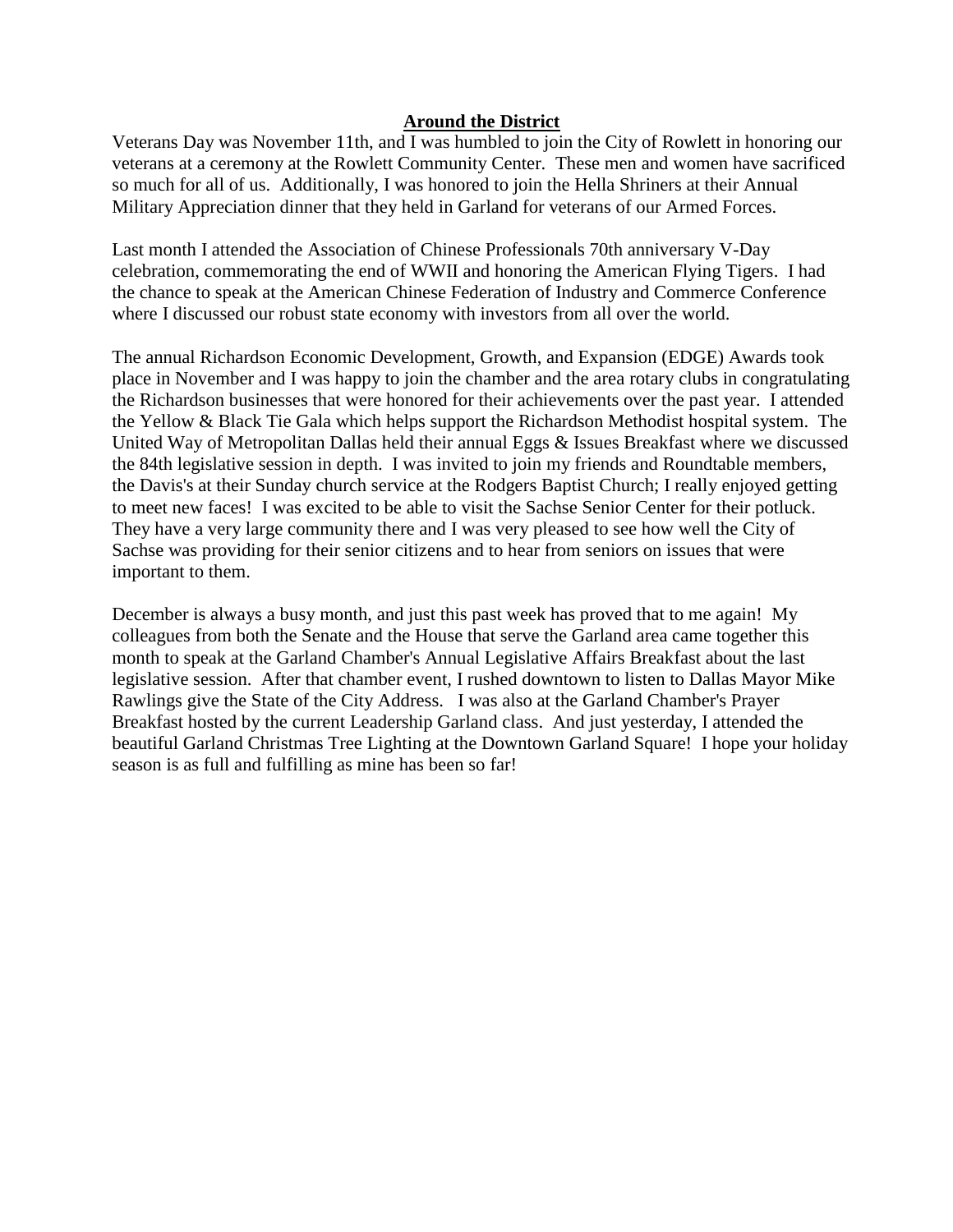## **Around the District**

Veterans Day was November 11th, and I was humbled to join the City of Rowlett in honoring our veterans at a ceremony at the Rowlett Community Center. These men and women have sacrificed so much for all of us. Additionally, I was honored to join the Hella Shriners at their Annual Military Appreciation dinner that they held in Garland for veterans of our Armed Forces.

Last month I attended the Association of Chinese Professionals 70th anniversary V-Day celebration, commemorating the end of WWII and honoring the American Flying Tigers. I had the chance to speak at the American Chinese Federation of Industry and Commerce Conference where I discussed our robust state economy with investors from all over the world.

The annual Richardson Economic Development, Growth, and Expansion (EDGE) Awards took place in November and I was happy to join the chamber and the area rotary clubs in congratulating the Richardson businesses that were honored for their achievements over the past year. I attended the Yellow & Black Tie Gala which helps support the Richardson Methodist hospital system. The United Way of Metropolitan Dallas held their annual Eggs & Issues Breakfast where we discussed the 84th legislative session in depth. I was invited to join my friends and Roundtable members, the Davis's at their Sunday church service at the Rodgers Baptist Church; I really enjoyed getting to meet new faces! I was excited to be able to visit the Sachse Senior Center for their potluck. They have a very large community there and I was very pleased to see how well the City of Sachse was providing for their senior citizens and to hear from seniors on issues that were important to them.

December is always a busy month, and just this past week has proved that to me again! My colleagues from both the Senate and the House that serve the Garland area came together this month to speak at the Garland Chamber's Annual Legislative Affairs Breakfast about the last legislative session. After that chamber event, I rushed downtown to listen to Dallas Mayor Mike Rawlings give the State of the City Address. I was also at the Garland Chamber's Prayer Breakfast hosted by the current Leadership Garland class. And just yesterday, I attended the beautiful Garland Christmas Tree Lighting at the Downtown Garland Square! I hope your holiday season is as full and fulfilling as mine has been so far!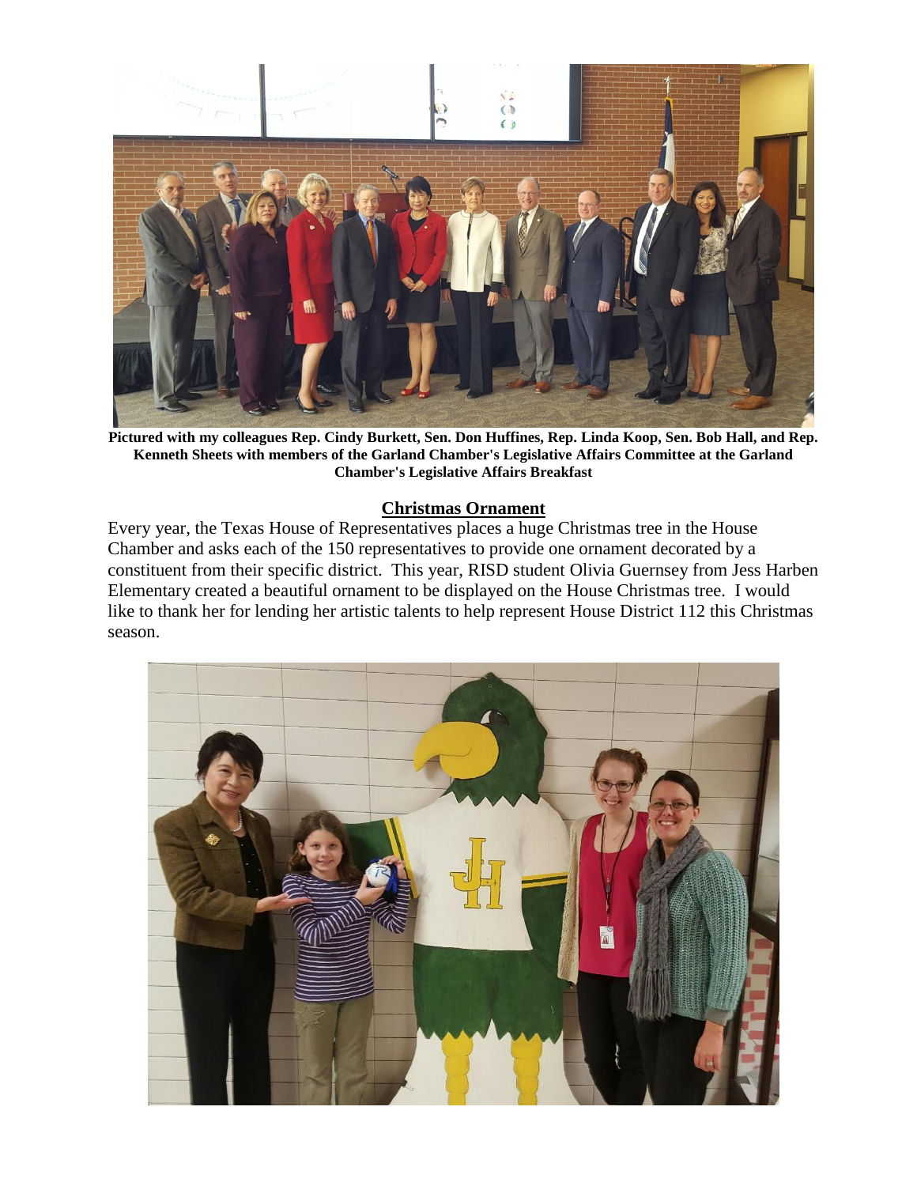**Pictured with my colleagues Rep. Cindy Burkett, Sen. Don Huffines, Rep. Linda Koop, Sen. Bob Hall, and Rep. Kenneth Sheets with members of the Garland Chamber's Legislative Affairs Committee at the Garland Chamber's Legislative Affairs Breakfast**

## Christmas Ornament

Every year, the Texas House of Representatives places a huge Christmas tree in the House Chamber and asks each of the 150 representatives to provide one ornament decorated by a constituent from their specific district. This year, RISD student Olivia Guernsey from Jess Harben Elementary created a beautiful ornament to be displayed on the House Christmas tree. I would like to thank her for lending her artistic talents to help represent House District 112 this Christmas season.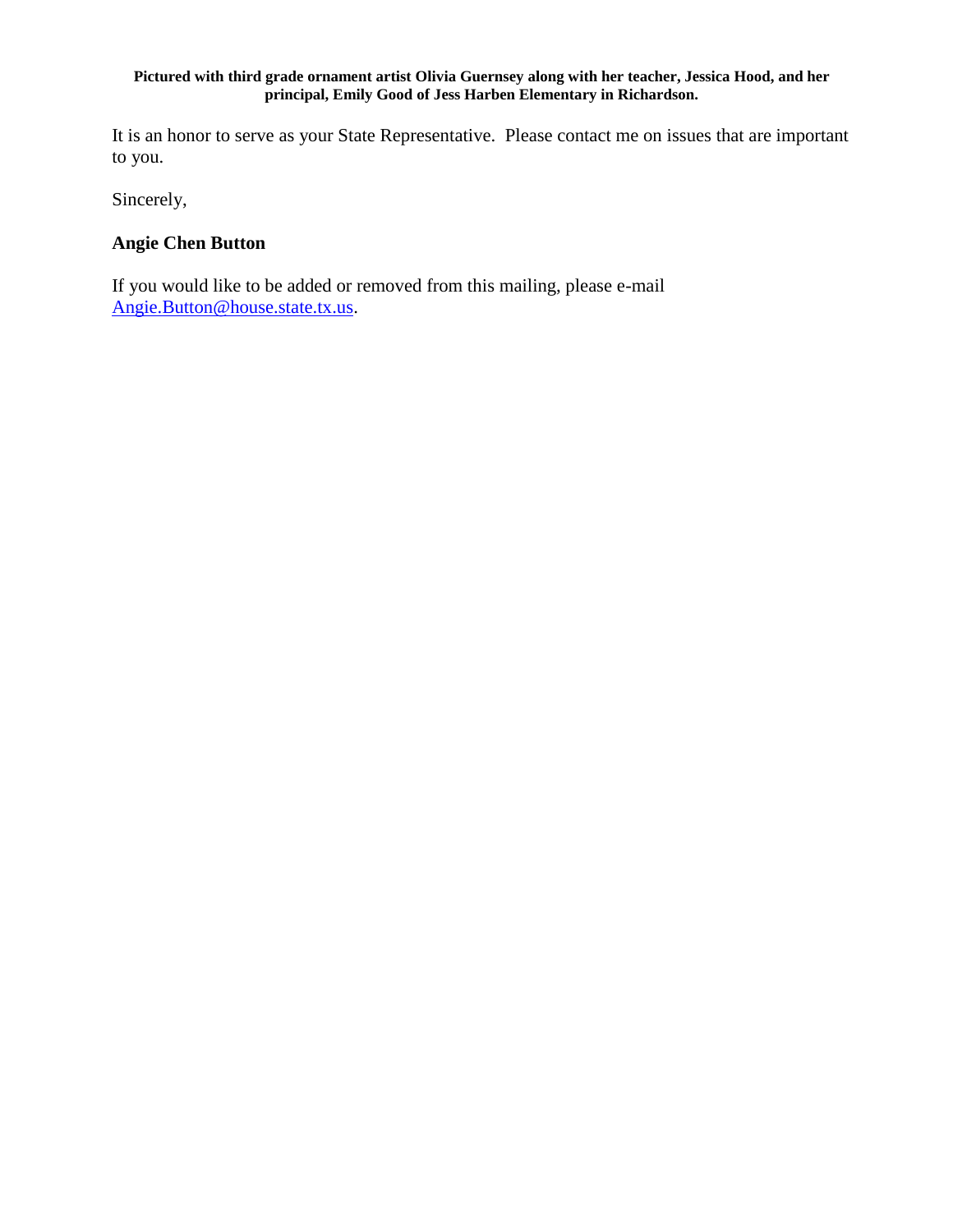**Pictured with third grade ornament artist Olivia Guernsey along with her teacher, Jessica Hood, and her principal, Emily Good of Jess Harben Elementary in Richardson.**

It is an honor to serve as your State Representative. Please contact me on issues that are important to you.

Sincerely,

**Angie Chen Button**

If you would like to be added or removed from this mailing, please e-mail Angie.Button@house.state.tx.us.